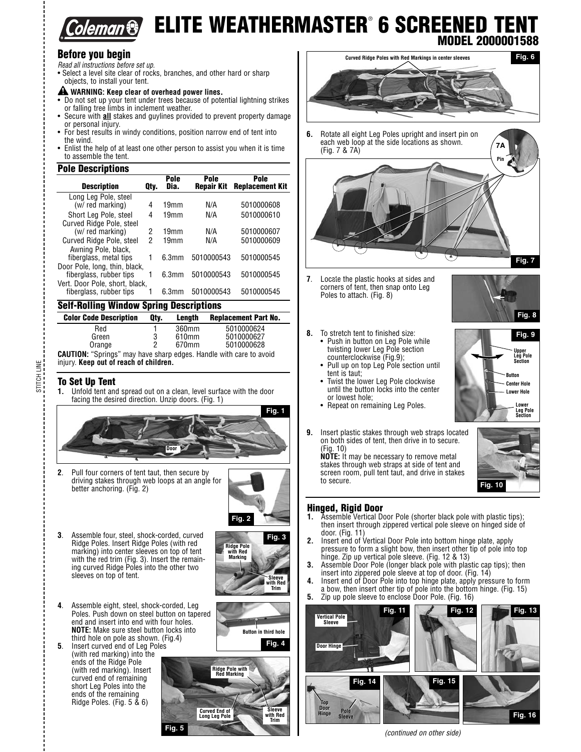# ELITE WEATHERMASTER® 6 SCREENED TENT

## MODEL 2000001588

## Before you begin

*Read all instructions before set up.*

- Select a level site clear of rocks, branches, and other hard or sharp objects, to install your tent.

**WARNING: Keep clear of overhead power lines.**

- Do not set up your tent under trees because of potential lightning strikes or falling tree limbs in inclement weather.
- Secure with **all** stakes and guylines provided to prevent property damage or personal injury.
- For best results in windy conditions, position narrow end of tent into the wind.
- Enlist the help of at least one other person to assist you when it is time to assemble the tent.

## Pole Descriptions

| Description | Qty. | Pole Dia. | Pole Repair Kit | Pole Replacement Kit |
|---|---|---|---|---|
| Long Leg Pole, steel (w/ red marking) | 4 | 19mm | N/A | 5010000608 |
| Short Leg Pole, steel | 4 | 19mm | N/A | 5010000610 |
| Curved Ridge Pole, steel (w/ red marking) | 2 | 19mm | N/A | 5010000607 |
| Curved Ridge Pole, steel | 2 | 19mm | N/A | 5010000609 |
| Awning Pole, black, fiberglass, metal tips | 1 | 6.3mm | 5010000543 | 5010000545 |
| Door Pole, long, thin, black, fiberglass, rubber tips | 1 | 6.3mm | 5010000543 | 5010000545 |
| Vert. Door Pole, short, black, fiberglass, rubber tips | 1 | 6.3mm | 5010000543 | 5010000545 |

## Self-Rolling Window Spring Descriptions

| Color Code Description | Qty. | Length | Replacement Part No. |
|---|---|---|---|
| Red | 1 | 360mm | 5010000624 |
| Green | 3 | 610mm | 5010000627 |
| Orange | 2 | 670mm | 5010000628 |

**CAUTION:** "Springs" may have sharp edges. Handle with care to avoid injury. **Keep out of reach of children.**

## To Set Up Tent

1. Unfold tent and spread out on a clean, level surface with the door facing the desired direction. Unzip doors. (Fig. 1)

Fig. 1 — Door

2. Pull four corners of tent taut, then secure by driving stakes through web loops at an angle for better anchoring. (Fig. 2)

Fig. 2

3. Assemble four, steel, shock-corded, curved Ridge Poles. Insert Ridge Poles (with red marking) into center sleeves on top of tent with the red trim (Fig. 3). Insert the remaining curved Ridge Poles into the other two sleeves on top of tent.

Fig. 3 — Ridge Pole with Red Marking; Sleeve with Red Trim

4. Assemble eight, steel, shock-corded, Leg Poles. Push down on steel button on tapered end and insert into end with four holes. **NOTE:** Make sure steel button locks into third hole on pole as shown. (Fig.4)

Fig. 4 — Button in third hole

5. Insert curved end of Leg Poles (with red marking) into the ends of the Ridge Pole (with red marking). Insert curved end of remaining short Leg Poles into the ends of the remaining Ridge Poles. (Fig. 5 & 6)

Fig. 5 — Ridge Pole with Red Marking; Curved End of Long Leg Pole; Sleeve with Red Trim

Fig. 6 — Curved Ridge Poles with Red Markings in center sleeves

6. Rotate all eight Leg Poles upright and insert pin on each web loop at the side locations as shown. (Fig. 7 & 7A)

Fig. 7A — Pin

Fig. 7

7. Locate the plastic hooks at sides and corners of tent, then snap onto Leg Poles to attach. (Fig. 8)

Fig. 8

8. To stretch tent to finished size:
   - Push in button on Leg Pole while twisting lower Leg Pole section counterclockwise (Fig.9);
   - Pull up on top Leg Pole section until tent is taut;
   - Twist the lower Leg Pole clockwise until the button locks into the center or lowest hole;
   - Repeat on remaining Leg Poles.

Fig. 9 — Upper Leg Pole Section; Button; Center Hole; Lower Hole; Lower Leg Pole Section

9. Insert plastic stakes through web straps located on both sides of tent, then drive in to secure. (Fig. 10)
   **NOTE:** It may be necessary to remove metal stakes through web straps at side of tent and screen room, pull tent taut, and drive in stakes to secure.

Fig. 10

## Hinged, Rigid Door

1. Assemble Vertical Door Pole (shorter black pole with plastic tips); then insert through zippered vertical pole sleeve on hinged side of door. (Fig. 11)
2. Insert end of Vertical Door Pole into bottom hinge plate, apply pressure to form a slight bow, then insert other tip of pole into top hinge. Zip up vertical pole sleeve. (Fig. 12 & 13)
3. Assemble Door Pole (longer black pole with plastic cap tips); then insert into zippered pole sleeve at top of door. (Fig. 14)
4. Insert end of Door Pole into top hinge plate, apply pressure to form a bow, then insert other tip of pole into the bottom hinge. (Fig. 15)
5. Zip up pole sleeve to enclose Door Pole. (Fig. 16)

Fig. 11 — Vertical Pole Sleeve; Door Hinge

Fig. 12

Fig. 13

Fig. 14 — Top Door Hinge; Pole Sleeve

Fig. 15

Fig. 16

*(continued on other side)*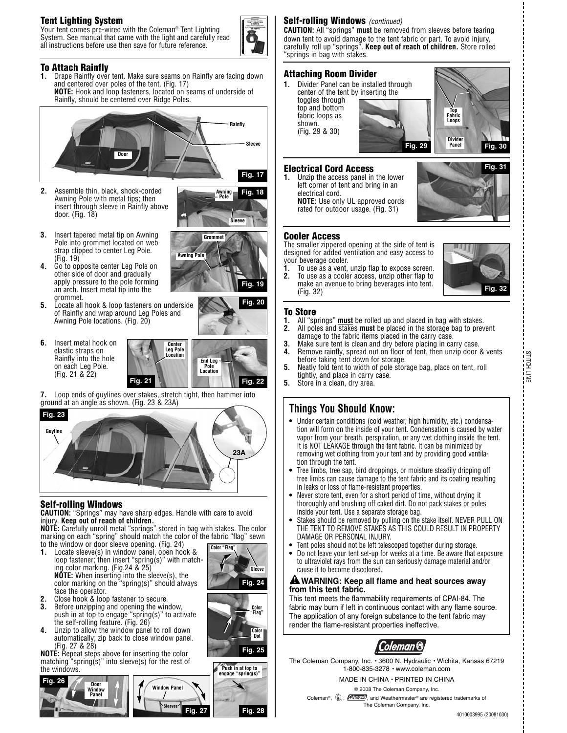## Tent Lighting System

Your tent comes pre-wired with the Coleman® Tent Lighting System. See manual that came with the light and carefully read all instructions before use then save for future reference.

## To Attach Rainfly

1. Drape Rainfly over tent. Make sure seams on Rainfly are facing down and centered over poles of the tent. (Fig. 17)
   **NOTE:** Hook and loop fasteners, located on seams of underside of Rainfly, should be centered over Ridge Poles.

Rainfly
Sleeve
Door
Fig. 17

2. Assemble thin, black, shock-corded Awning Pole with metal tips; then insert through sleeve in Rainfly above door. (Fig. 18)

Awning Pole
Sleeve
Fig. 18

3. Insert tapered metal tip on Awning Pole into grommet located on web strap clipped to center Leg Pole. (Fig. 19)
4. Go to opposite center Leg Pole on other side of door and gradually apply pressure to the pole forming an arch. Insert metal tip into the grommet.

Grommet
Awning Pole
Fig. 19

5. Locate all hook & loop fasteners on underside of Rainfly and wrap around Leg Poles and Awning Pole locations. (Fig. 20)

Fig. 20

6. Insert metal hook on elastic straps on Rainfly into the hole on each Leg Pole. (Fig. 21 & 22)

Center Leg Pole Location
Fig. 21
End Leg Pole Location
Fig. 22

7. Loop ends of guylines over stakes, stretch tight, then hammer into ground at an angle as shown. (Fig. 23 & 23A)

Fig. 23
Guyline
23A

## Self-rolling Windows

**CAUTION:** "Springs" may have sharp edges. Handle with care to avoid injury. **Keep out of reach of children.**

**NOTE:** Carefully unroll metal "springs" stored in bag with stakes. The color marking on each "spring" should match the color of the fabric "flag" sewn to the window or door sleeve opening. (Fig. 24)

1. Locate sleeve(s) in window panel, open hook & loop fastener; then insert "spring(s)" with matching color marking. (Fig.24 & 25)
   **NOTE:** When inserting into the sleeve(s), the color marking on the "spring(s)" should always face the operator.
2. Close hook & loop fastener to secure.
3. Before unzipping and opening the window, push in at top to engage "spring(s)" to activate the self-rolling feature. (Fig. 26)
4. Unzip to allow the window panel to roll down automatically; zip back to close window panel. (Fig. 27 & 28)

**NOTE:** Repeat steps above for inserting the color matching "spring(s)" into sleeve(s) for the rest of the windows.

Color "Flag"
Sleeve
Fig. 24

Color "Flag"
Color Dot
Fig. 25

Fig. 26
Door Window Panel

Window Panel
Sleeves
Fig. 27

Push in at top to engage "spring(s)"
Fig. 28

## Self-rolling Windows *(continued)*

**CAUTION:** All "springs" **must** be removed from sleeves before tearing down tent to avoid damage to the tent fabric or part. To avoid injury, carefully roll up "springs". **Keep out of reach of children.** Store rolled "springs in bag with stakes.

## Attaching Room Divider

1. Divider Panel can be installed through center of the tent by inserting the toggles through top and bottom fabric loops as shown. (Fig. 29 & 30)

Fig. 29
Top Fabric Loops
Divider Panel
Fig. 30

## Electrical Cord Access

1. Unzip the access panel in the lower left corner of tent and bring in an electrical cord.
   **NOTE:** Use only UL approved cords rated for outdoor usage. (Fig. 31)

Fig. 31

## Cooler Access

The smaller zippered opening at the side of tent is designed for added ventilation and easy access to your beverage cooler.

1. To use as a vent, unzip flap to expose screen.
2. To use as a cooler access, unzip other flap to make an avenue to bring beverages into tent. (Fig. 32)

Fig. 32

## To Store

1. All "springs" **must** be rolled up and placed in bag with stakes.
2. All poles and stakes **must** be placed in the storage bag to prevent damage to the fabric items placed in the carry case.
3. Make sure tent is clean and dry before placing in carry case.
4. Remove rainfly, spread out on floor of tent, then unzip door & vents before taking tent down for storage.
5. Neatly fold tent to width of pole storage bag, place on tent, roll tightly, and place in carry case.
5. Store in a clean, dry area.

## Things You Should Know:

- Under certain conditions (cold weather, high humidity, etc.) condensation will form on the inside of your tent. Condensation is caused by water vapor from your breath, perspiration, or any wet clothing inside the tent. It is NOT LEAKAGE through the tent fabric. It can be minimized by removing wet clothing from your tent and by providing good ventilation through the tent.
- Tree limbs, tree sap, bird droppings, or moisture steadily dripping off tree limbs can cause damage to the tent fabric and its coating resulting in leaks or loss of flame-resistant properties.
- Never store tent, even for a short period of time, without drying it thoroughly and brushing off caked dirt. Do not pack stakes or poles inside your tent. Use a separate storage bag.
- Stakes should be removed by pulling on the stake itself. NEVER PULL ON THE TENT TO REMOVE STAKES AS THIS COULD RESULT IN PROPERTY DAMAGE OR PERSONAL INJURY.
- Tent poles should not be left telescoped together during storage.
- Do not leave your tent set-up for weeks at a time. Be aware that exposure to ultraviolet rays from the sun can seriously damage material and/or cause it to become discolored.

**⚠ WARNING: Keep all flame and heat sources away from this tent fabric.**

This tent meets the flammability requirements of CPAI-84. The fabric may burn if left in continuous contact with any flame source. The application of any foreign substance to the tent fabric may render the flame-resistant properties ineffective.

Coleman

The Coleman Company, Inc. • 3600 N. Hydraulic • Wichita, Kansas 67219
1-800-835-3278 • www.coleman.com

MADE IN CHINA • PRINTED IN CHINA

© 2008 The Coleman Company, Inc.

Coleman®, , , and Weathermaster® are registered trademarks of The Coleman Company, Inc.

4010003995 (20081030)

STITCH LINE